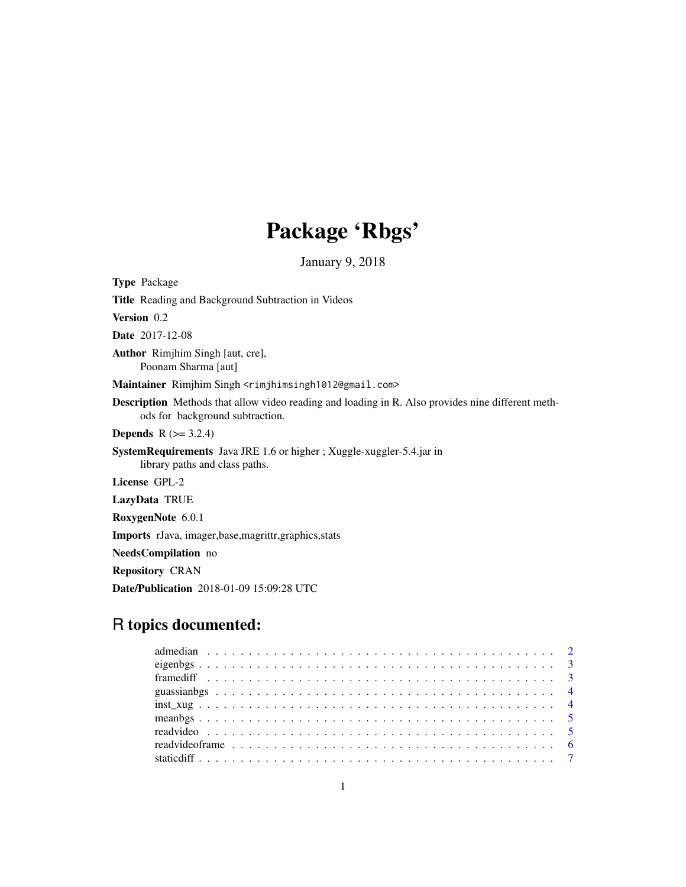# Package 'Rbgs'

January 9, 2018

**Type** Package

**Title** Reading and Background Subtraction in Videos

**Version** 0.2

**Date** 2017-12-08

**Author** Rimjhim Singh [aut, cre],
Poonam Sharma [aut]

**Maintainer** Rimjhim Singh <rimjhimsingh1012@gmail.com>

**Description** Methods that allow video reading and loading in R. Also provides nine different methods for background subtraction.

**Depends** R (>= 3.2.4)

**SystemRequirements** Java JRE 1.6 or higher ; Xuggle-xuggler-5.4.jar in library paths and class paths.

**License** GPL-2

**LazyData** TRUE

**RoxygenNote** 6.0.1

**Imports** rJava, imager,base,magrittr,graphics,stats

**NeedsCompilation** no

**Repository** CRAN

**Date/Publication** 2018-01-09 15:09:28 UTC

## R topics documented:

- admedian . . . . . . . . . . . . . . . . . . . . . . . . . . . . . . . . . . . . . . . . . 2
- eigenbgs . . . . . . . . . . . . . . . . . . . . . . . . . . . . . . . . . . . . . . . . . 3
- framediff . . . . . . . . . . . . . . . . . . . . . . . . . . . . . . . . . . . . . . . . . 3
- guassianbgs . . . . . . . . . . . . . . . . . . . . . . . . . . . . . . . . . . . . . . . . 4
- inst_xug . . . . . . . . . . . . . . . . . . . . . . . . . . . . . . . . . . . . . . . . . 4
- meanbgs . . . . . . . . . . . . . . . . . . . . . . . . . . . . . . . . . . . . . . . . . 5
- readvideo . . . . . . . . . . . . . . . . . . . . . . . . . . . . . . . . . . . . . . . . 5
- readvideoframe . . . . . . . . . . . . . . . . . . . . . . . . . . . . . . . . . . . . . 6
- staticdiff . . . . . . . . . . . . . . . . . . . . . . . . . . . . . . . . . . . . . . . . 7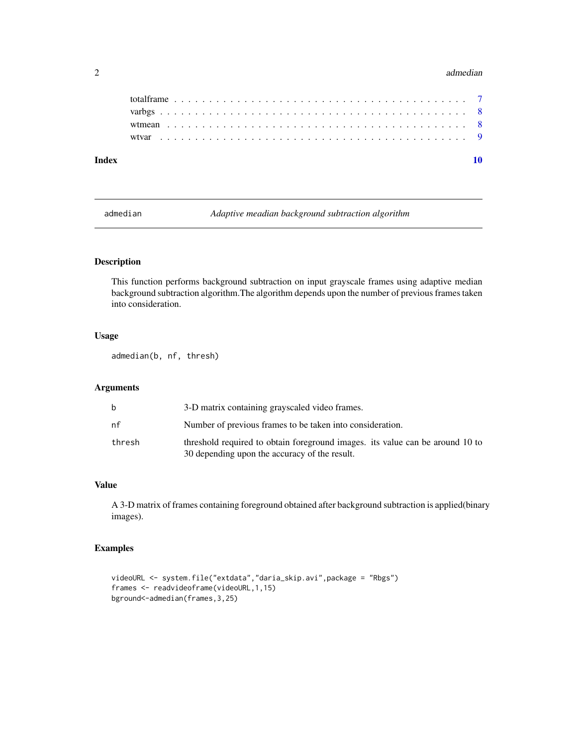| | |
|---|---|
| totalframe | 7 |
| varbgs | 8 |
| wtmean | 8 |
| wtvar | 9 |

**Index** **10**

---

## admedian — *Adaptive meadian background subtraction algorithm*

### Description

This function performs background subtraction on input grayscale frames using adaptive median background subtraction algorithm.The algorithm depends upon the number of previous frames taken into consideration.

### Usage

```
admedian(b, nf, thresh)
```

### Arguments

| | |
|---|---|
| `b` | 3-D matrix containing grayscaled video frames. |
| `nf` | Number of previous frames to be taken into consideration. |
| `thresh` | threshold required to obtain foreground images. its value can be around 10 to 30 depending upon the accuracy of the result. |

### Value

A 3-D matrix of frames containing foreground obtained after background subtraction is applied(binary images).

### Examples

```
videoURL <- system.file("extdata","daria_skip.avi",package = "Rbgs")
frames <- readvideoframe(videoURL,1,15)
bground<-admedian(frames,3,25)
```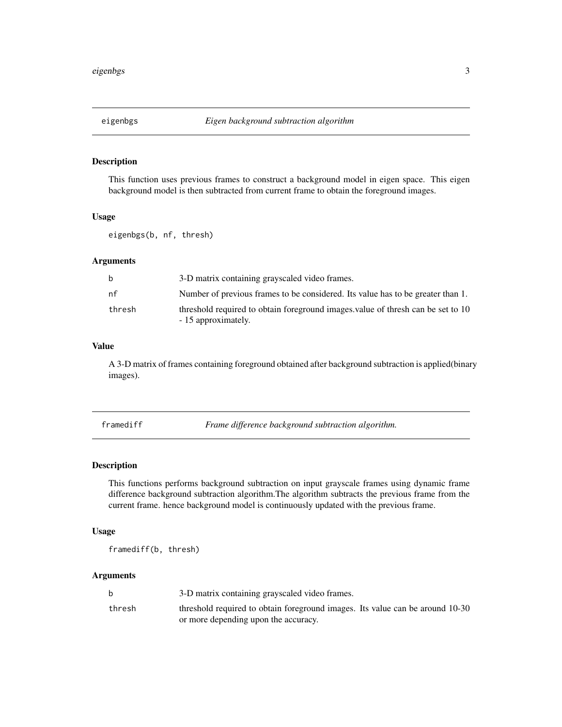## eigenbgs — *Eigen background subtraction algorithm*

### Description

This function uses previous frames to construct a background model in eigen space. This eigen background model is then subtracted from current frame to obtain the foreground images.

### Usage

```
eigenbgs(b, nf, thresh)
```

### Arguments

| | |
|---|---|
| b | 3-D matrix containing grayscaled video frames. |
| nf | Number of previous frames to be considered. Its value has to be greater than 1. |
| thresh | threshold required to obtain foreground images.value of thresh can be set to 10 - 15 approximately. |

### Value

A 3-D matrix of frames containing foreground obtained after background subtraction is applied(binary images).

## framediff — *Frame difference background subtraction algorithm.*

### Description

This functions performs background subtraction on input grayscale frames using dynamic frame difference background subtraction algorithm.The algorithm subtracts the previous frame from the current frame. hence background model is continuously updated with the previous frame.

### Usage

```
framediff(b, thresh)
```

### Arguments

| | |
|---|---|
| b | 3-D matrix containing grayscaled video frames. |
| thresh | threshold required to obtain foreground images. Its value can be around 10-30 or more depending upon the accuracy. |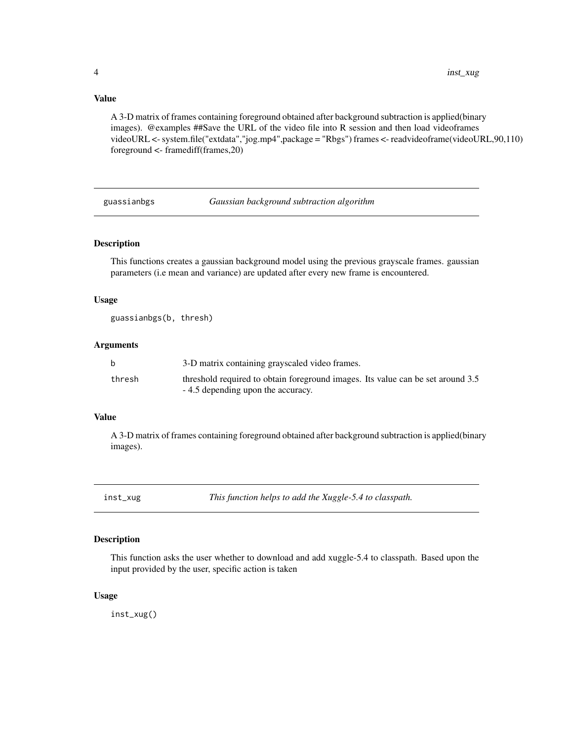### Value

A 3-D matrix of frames containing foreground obtained after background subtraction is applied(binary images). @examples ##Save the URL of the video file into R session and then load videoframes videoURL <- system.file("extdata","jog.mp4",package = "Rbgs") frames <- readvideoframe(videoURL,90,110) foreground <- framediff(frames,20)

---

## guassianbgs — *Gaussian background subtraction algorithm*

### Description

This functions creates a gaussian background model using the previous grayscale frames. gaussian parameters (i.e mean and variance) are updated after every new frame is encountered.

### Usage

```
guassianbgs(b, thresh)
```

### Arguments

| | |
|---|---|
| `b` | 3-D matrix containing grayscaled video frames. |
| `thresh` | threshold required to obtain foreground images. Its value can be set around 3.5 - 4.5 depending upon the accuracy. |

### Value

A 3-D matrix of frames containing foreground obtained after background subtraction is applied(binary images).

---

## inst_xug — *This function helps to add the Xuggle-5.4 to classpath.*

### Description

This function asks the user whether to download and add xuggle-5.4 to classpath. Based upon the input provided by the user, specific action is taken

### Usage

```
inst_xug()
```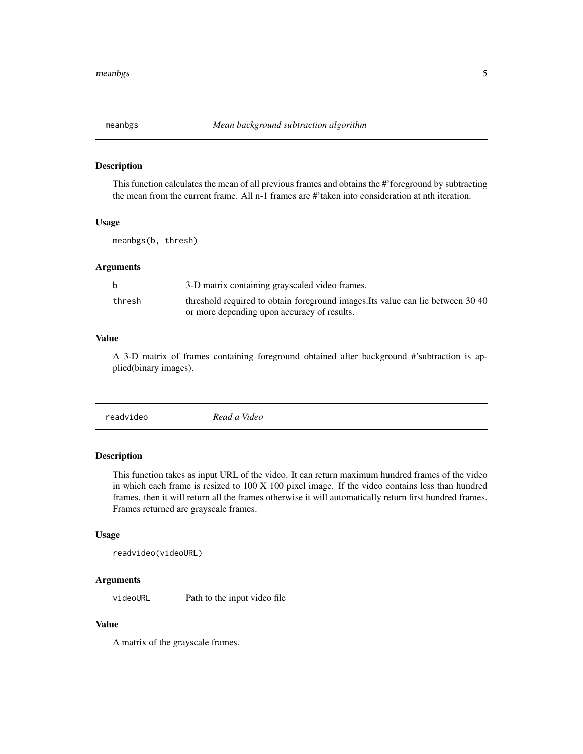## meanbgs — *Mean background subtraction algorithm*

### Description

This function calculates the mean of all previous frames and obtains the #'foreground by subtracting the mean from the current frame. All n-1 frames are #'taken into consideration at nth iteration.

### Usage

```
meanbgs(b, thresh)
```

### Arguments

| | |
|---|---|
| `b` | 3-D matrix containing grayscaled video frames. |
| `thresh` | threshold required to obtain foreground images.Its value can lie between 30 40 or more depending upon accuracy of results. |

### Value

A 3-D matrix of frames containing foreground obtained after background #'subtraction is applied(binary images).

## readvideo — *Read a Video*

### Description

This function takes as input URL of the video. It can return maximum hundred frames of the video in which each frame is resized to 100 X 100 pixel image. If the video contains less than hundred frames. then it will return all the frames otherwise it will automatically return first hundred frames. Frames returned are grayscale frames.

### Usage

```
readvideo(videoURL)
```

### Arguments

| | |
|---|---|
| `videoURL` | Path to the input video file |

### Value

A matrix of the grayscale frames.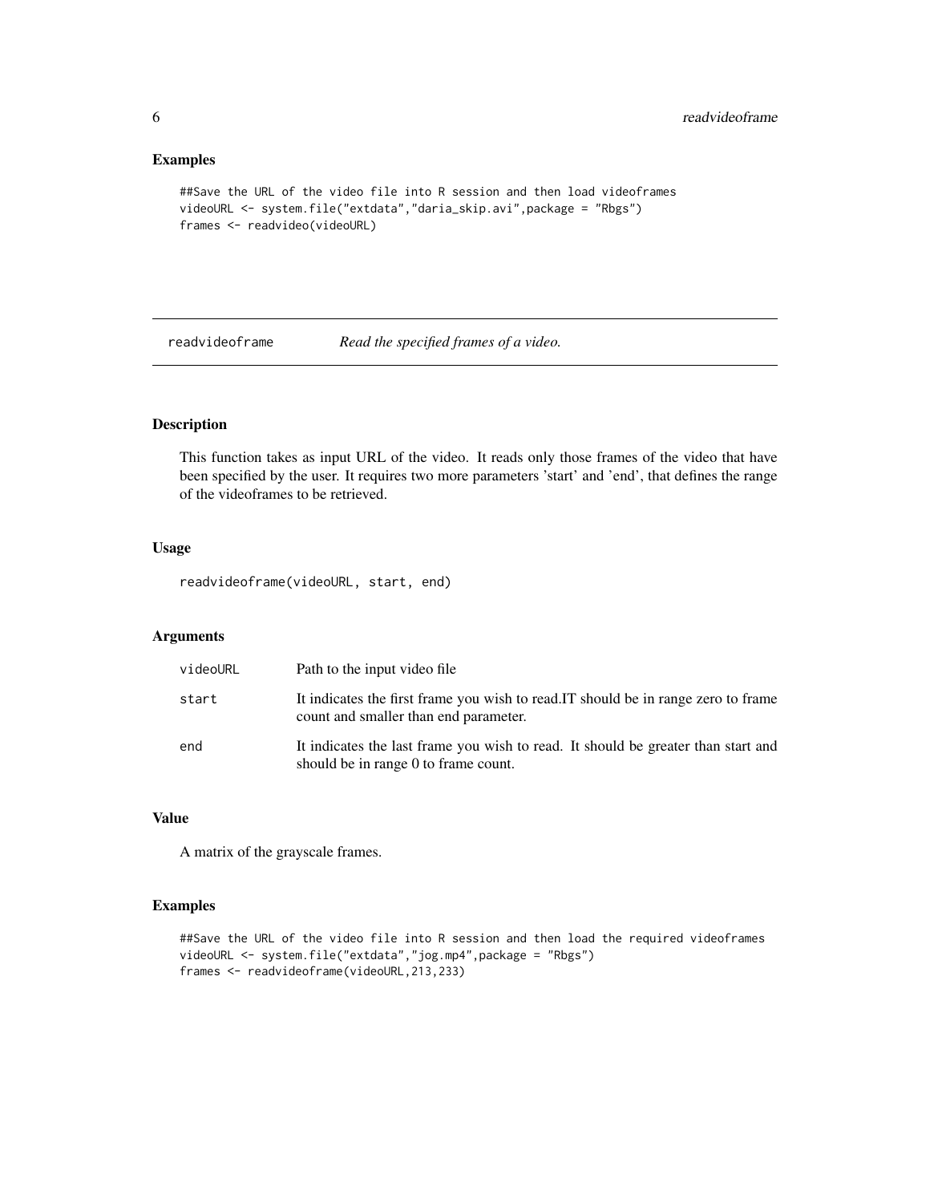## Examples

```
##Save the URL of the video file into R session and then load videoframes
videoURL <- system.file("extdata","daria_skip.avi",package = "Rbgs")
frames <- readvideo(videoURL)
```

---

`readvideoframe` *Read the specified frames of a video.*

---

## Description

This function takes as input URL of the video. It reads only those frames of the video that have been specified by the user. It requires two more parameters 'start' and 'end', that defines the range of the videoframes to be retrieved.

## Usage

```
readvideoframe(videoURL, start, end)
```

## Arguments

| | |
|---|---|
| `videoURL` | Path to the input video file |
| `start` | It indicates the first frame you wish to read.IT should be in range zero to frame count and smaller than end parameter. |
| `end` | It indicates the last frame you wish to read. It should be greater than start and should be in range 0 to frame count. |

## Value

A matrix of the grayscale frames.

## Examples

```
##Save the URL of the video file into R session and then load the required videoframes
videoURL <- system.file("extdata","jog.mp4",package = "Rbgs")
frames <- readvideoframe(videoURL,213,233)
```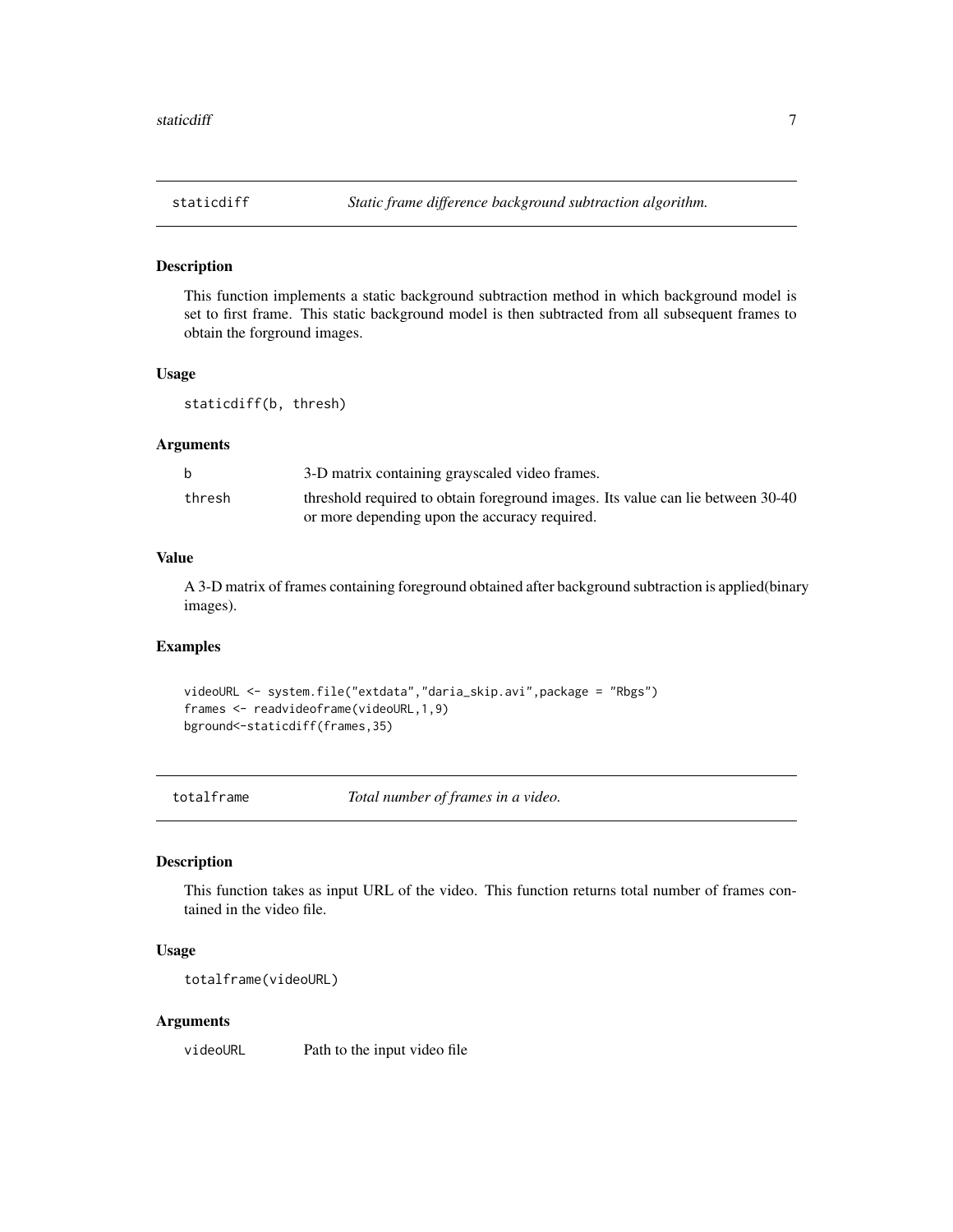## staticdiff — *Static frame difference background subtraction algorithm.*

### Description

This function implements a static background subtraction method in which background model is set to first frame. This static background model is then subtracted from all subsequent frames to obtain the forground images.

### Usage

```
staticdiff(b, thresh)
```

### Arguments

| | |
|---|---|
| b | 3-D matrix containing grayscaled video frames. |
| thresh | threshold required to obtain foreground images. Its value can lie between 30-40 or more depending upon the accuracy required. |

### Value

A 3-D matrix of frames containing foreground obtained after background subtraction is applied(binary images).

### Examples

```
videoURL <- system.file("extdata","daria_skip.avi",package = "Rbgs")
frames <- readvideoframe(videoURL,1,9)
bground<-staticdiff(frames,35)
```

## totalframe — *Total number of frames in a video.*

### Description

This function takes as input URL of the video. This function returns total number of frames contained in the video file.

### Usage

```
totalframe(videoURL)
```

### Arguments

| | |
|---|---|
| videoURL | Path to the input video file |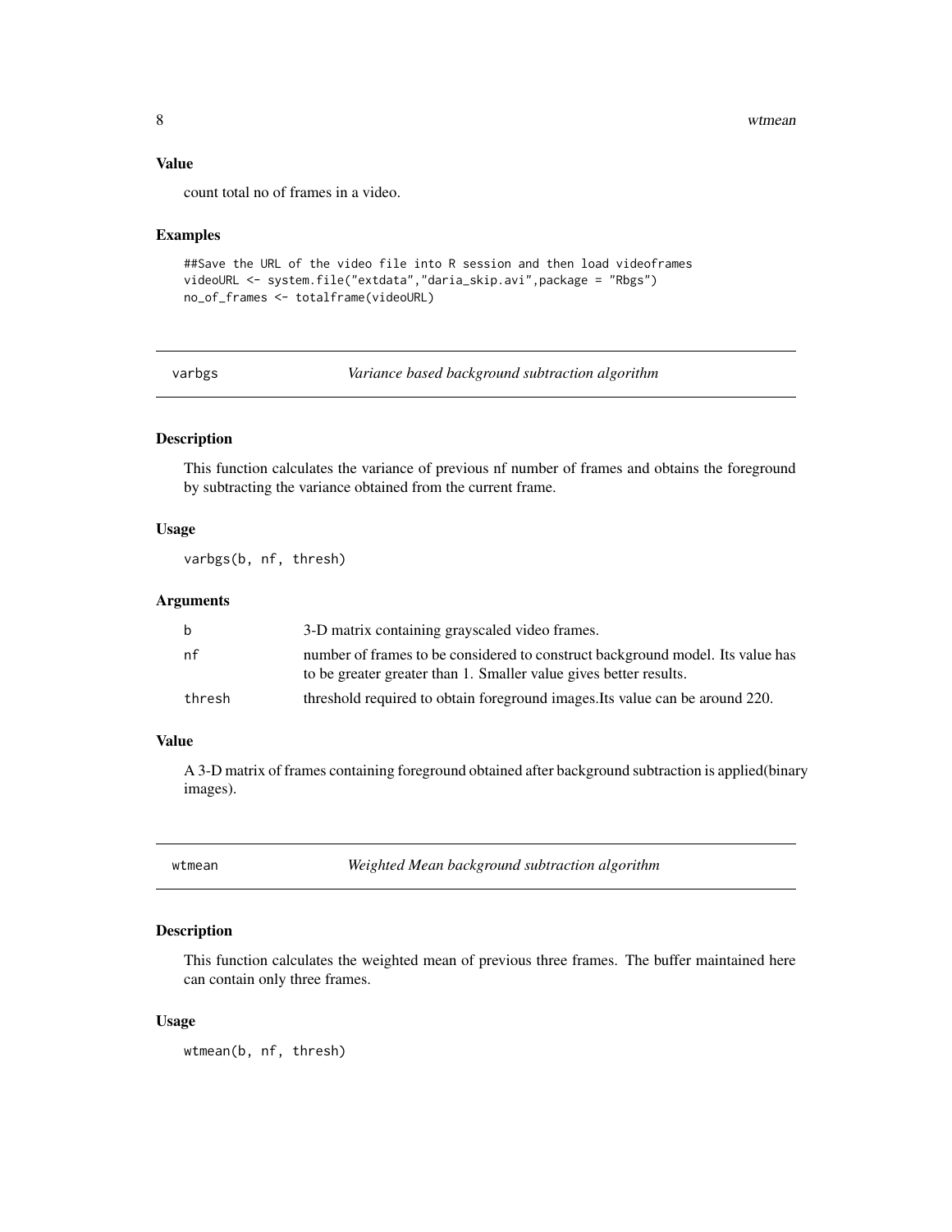### Value

count total no of frames in a video.

### Examples

```
##Save the URL of the video file into R session and then load videoframes
videoURL <- system.file("extdata","daria_skip.avi",package = "Rbgs")
no_of_frames <- totalframe(videoURL)
```

---

## varbgs — *Variance based background subtraction algorithm*

### Description

This function calculates the variance of previous nf number of frames and obtains the foreground by subtracting the variance obtained from the current frame.

### Usage

```
varbgs(b, nf, thresh)
```

### Arguments

| | |
|---|---|
| b | 3-D matrix containing grayscaled video frames. |
| nf | number of frames to be considered to construct background model. Its value has to be greater greater than 1. Smaller value gives better results. |
| thresh | threshold required to obtain foreground images.Its value can be around 220. |

### Value

A 3-D matrix of frames containing foreground obtained after background subtraction is applied(binary images).

---

## wtmean — *Weighted Mean background subtraction algorithm*

### Description

This function calculates the weighted mean of previous three frames. The buffer maintained here can contain only three frames.

### Usage

```
wtmean(b, nf, thresh)
```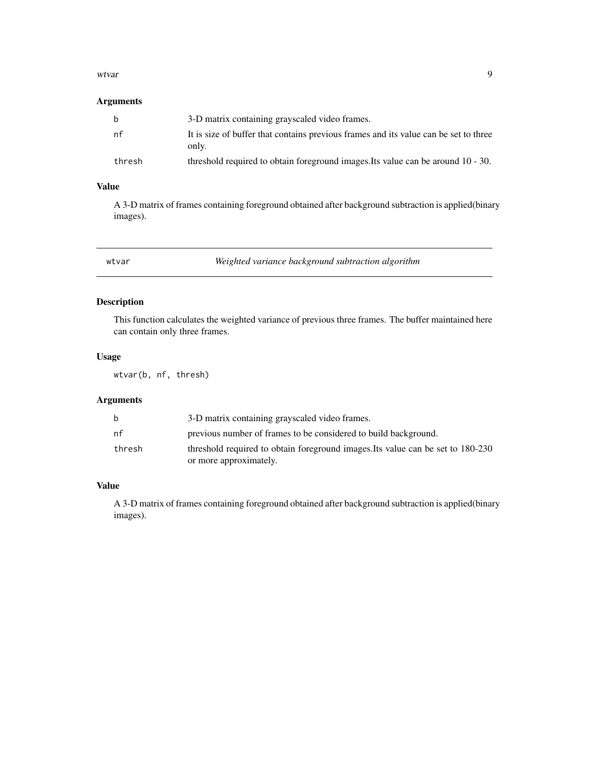## Arguments

| | |
|---|---|
| b | 3-D matrix containing grayscaled video frames. |
| nf | It is size of buffer that contains previous frames and its value can be set to three only. |
| thresh | threshold required to obtain foreground images.Its value can be around 10 - 30. |

## Value

A 3-D matrix of frames containing foreground obtained after background subtraction is applied(binary images).

---

# wtvar — *Weighted variance background subtraction algorithm*

## Description

This function calculates the weighted variance of previous three frames. The buffer maintained here can contain only three frames.

## Usage

```
wtvar(b, nf, thresh)
```

## Arguments

| | |
|---|---|
| b | 3-D matrix containing grayscaled video frames. |
| nf | previous number of frames to be considered to build background. |
| thresh | threshold required to obtain foreground images.Its value can be set to 180-230 or more approximately. |

## Value

A 3-D matrix of frames containing foreground obtained after background subtraction is applied(binary images).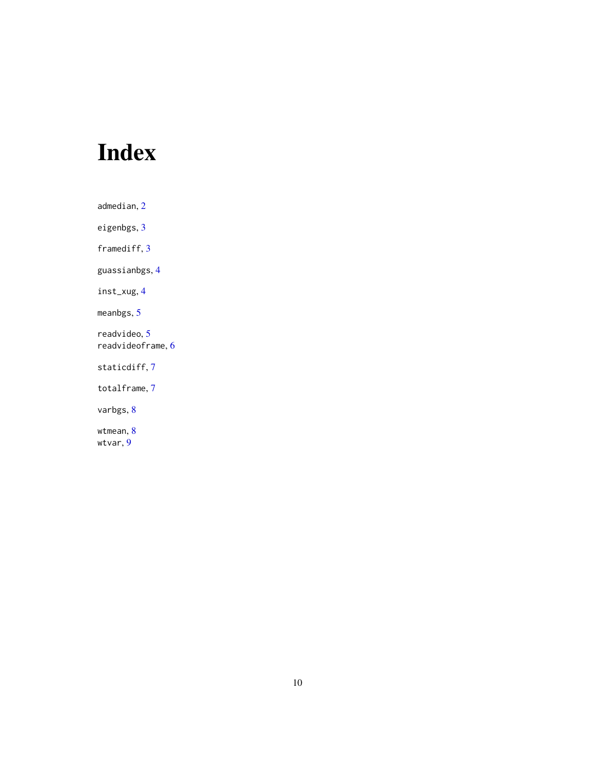# Index

admedian, 2

eigenbgs, 3

framediff, 3

guassianbgs, 4

inst_xug, 4

meanbgs, 5

readvideo, 5
readvideoframe, 6

staticdiff, 7

totalframe, 7

varbgs, 8

wtmean, 8
wtvar, 9